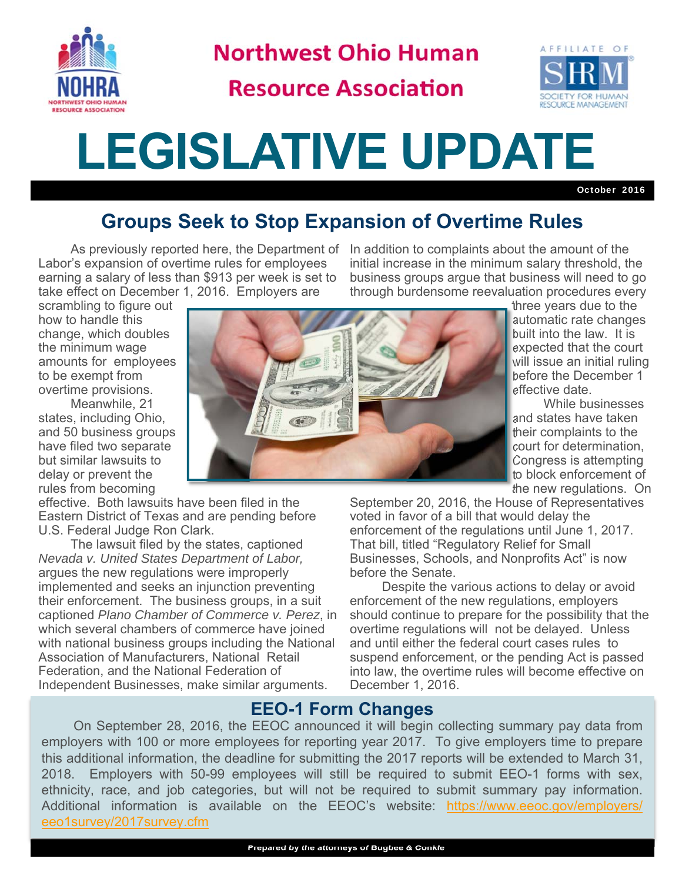# Northwest Ohio Human Resource Association

AFFILIATE OF SHRM SOCIETY FOR HUMAN RESOURCE MANAGEMENT

# LEGISLATIVE UPDATE

**October 2016**

## Groups Seek to Stop Expansion of Overtime Rules

As previously reported here, the Department of Labor's expansion of overtime rules for employees earning a salary of less than $913 per week is set to take effect on December 1, 2016. Employers are scrambling to figure out how to handle this change, which doubles the minimum wage amounts for employees to be exempt from overtime provisions.

Meanwhile, 21 states, including Ohio, and 50 business groups have filed two separate but similar lawsuits to delay or prevent the rules from becoming effective. Both lawsuits have been filed in the Eastern District of Texas and are pending before U.S. Federal Judge Ron Clark.

The lawsuit filed by the states, captioned *Nevada v. United States Department of Labor,* argues the new regulations were improperly implemented and seeks an injunction preventing their enforcement. The business groups, in a suit captioned *Plano Chamber of Commerce v. Perez*, in which several chambers of commerce have joined with national business groups including the National Association of Manufacturers, National Retail Federation, and the National Federation of Independent Businesses, make similar arguments. In addition to complaints about the amount of the initial increase in the minimum salary threshold, the business groups argue that business will need to go through burdensome reevaluation procedures every three years due to the automatic rate changes built into the law. It is expected that the court will issue an initial ruling before the December 1 effective date.

While businesses and states have taken their complaints to the court for determination, Congress is attempting to block enforcement of the new regulations. On September 20, 2016, the House of Representatives voted in favor of a bill that would delay the enforcement of the regulations until June 1, 2017. That bill, titled "Regulatory Relief for Small Businesses, Schools, and Nonprofits Act" is now before the Senate.

Despite the various actions to delay or avoid enforcement of the new regulations, employers should continue to prepare for the possibility that the overtime regulations will not be delayed. Unless and until either the federal court cases rules to suspend enforcement, or the pending Act is passed into law, the overtime rules will become effective on December 1, 2016.

## EEO-1 Form Changes

On September 28, 2016, the EEOC announced it will begin collecting summary pay data from employers with 100 or more employees for reporting year 2017. To give employers time to prepare this additional information, the deadline for submitting the 2017 reports will be extended to March 31, 2018. Employers with 50-99 employees will still be required to submit EEO-1 forms with sex, ethnicity, race, and job categories, but will not be required to submit summary pay information. Additional information is available on the EEOC's website: https://www.eeoc.gov/employers/eeo1survey/2017survey.cfm

Prepared by the attorneys of Bugbee & Conkle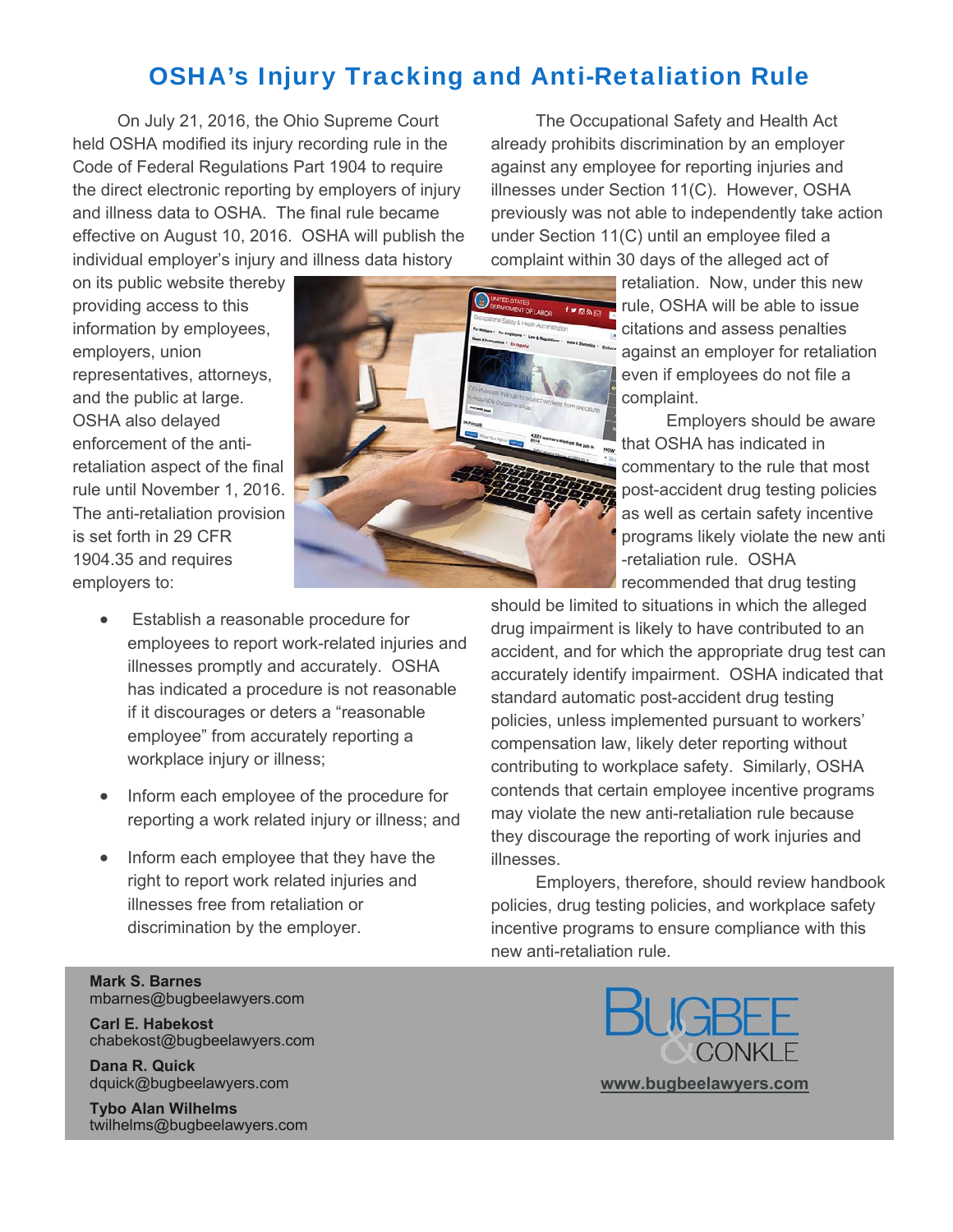# OSHA's Injury Tracking and Anti-Retaliation Rule

On July 21, 2016, the Ohio Supreme Court held OSHA modified its injury recording rule in the Code of Federal Regulations Part 1904 to require the direct electronic reporting by employers of injury and illness data to OSHA. The final rule became effective on August 10, 2016. OSHA will publish the individual employer's injury and illness data history on its public website thereby providing access to this information by employees, employers, union representatives, attorneys, and the public at large. OSHA also delayed enforcement of the anti-retaliation aspect of the final rule until November 1, 2016. The anti-retaliation provision is set forth in 29 CFR 1904.35 and requires employers to:

- Establish a reasonable procedure for employees to report work-related injuries and illnesses promptly and accurately. OSHA has indicated a procedure is not reasonable if it discourages or deters a "reasonable employee" from accurately reporting a workplace injury or illness;
- Inform each employee of the procedure for reporting a work related injury or illness; and
- Inform each employee that they have the right to report work related injuries and illnesses free from retaliation or discrimination by the employer.

The Occupational Safety and Health Act already prohibits discrimination by an employer against any employee for reporting injuries and illnesses under Section 11(C). However, OSHA previously was not able to independently take action under Section 11(C) until an employee filed a complaint within 30 days of the alleged act of retaliation. Now, under this new rule, OSHA will be able to issue citations and assess penalties against an employer for retaliation even if employees do not file a complaint.

Employers should be aware that OSHA has indicated in commentary to the rule that most post-accident drug testing policies as well as certain safety incentive programs likely violate the new anti-retaliation rule. OSHA recommended that drug testing should be limited to situations in which the alleged drug impairment is likely to have contributed to an accident, and for which the appropriate drug test can accurately identify impairment. OSHA indicated that standard automatic post-accident drug testing policies, unless implemented pursuant to workers' compensation law, likely deter reporting without contributing to workplace safety. Similarly, OSHA contends that certain employee incentive programs may violate the new anti-retaliation rule because they discourage the reporting of work injuries and illnesses.

Employers, therefore, should review handbook policies, drug testing policies, and workplace safety incentive programs to ensure compliance with this new anti-retaliation rule.

**Mark S. Barnes**
mbarnes@bugbeelawyers.com

**Carl E. Habekost**
chabekost@bugbeelawyers.com

**Dana R. Quick**
dquick@bugbeelawyers.com

**Tybo Alan Wilhelms**
twilhelms@bugbeelawyers.com

BUGBEE & CONKLE

www.bugbeelawyers.com